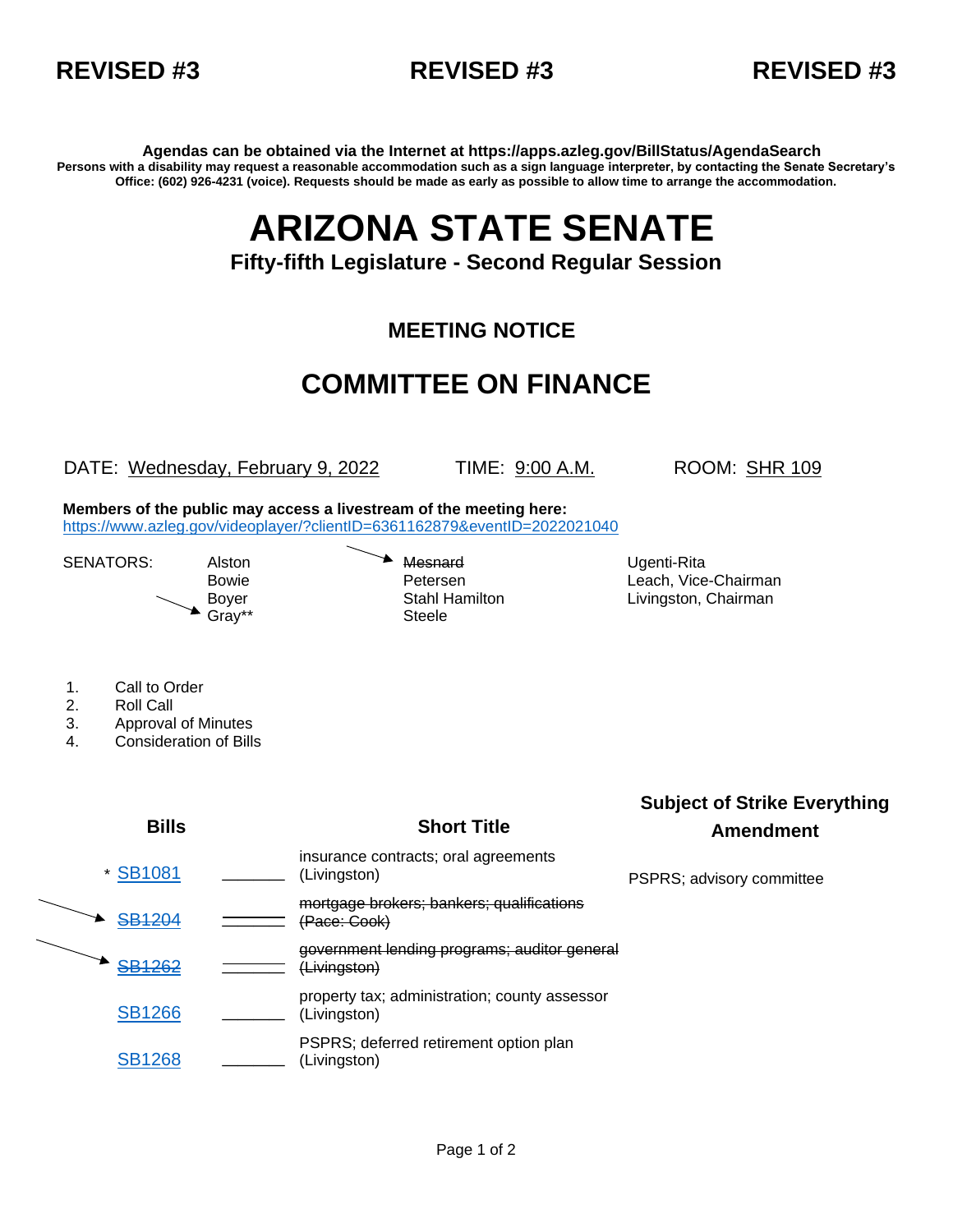**REVISED #3** **REVISED #3** **REVISED #3**

**Agendas can be obtained via the Internet at https://apps.azleg.gov/BillStatus/AgendaSearch**

**Persons with a disability may request a reasonable accommodation such as a sign language interpreter, by contacting the Senate Secretary's Office: (602) 926-4231 (voice). Requests should be made as early as possible to allow time to arrange the accommodation.**

# ARIZONA STATE SENATE

### Fifty-fifth Legislature - Second Regular Session

## MEETING NOTICE

## COMMITTEE ON FINANCE

DATE: Wednesday, February 9, 2022 TIME: 9:00 A.M. ROOM: SHR 109

**Members of the public may access a livestream of the meeting here:**
https://www.azleg.gov/videoplayer/?clientID=6361162879&eventID=2022021040

SENATORS:

| | | |
|---|---|---|
| Alston | ~~Mesnard~~ | Ugenti-Rita |
| Bowie | Petersen | Leach, Vice-Chairman |
| Boyer | Stahl Hamilton | Livingston, Chairman |
| Gray** | Steele | |

1. Call to Order
2. Roll Call
3. Approval of Minutes
4. Consideration of Bills

| Bills | | Short Title | Subject of Strike Everything Amendment |
|---|---|---|---|
| * SB1081 | _______ | insurance contracts; oral agreements (Livingston) | PSPRS; advisory committee |
| ~~SB1204~~ | _______ | ~~mortgage brokers; bankers; qualifications (Pace: Cook)~~ | |
| ~~SB1262~~ | _______ | ~~government lending programs; auditor general (Livingston)~~ | |
| SB1266 | _______ | property tax; administration; county assessor (Livingston) | |
| SB1268 | _______ | PSPRS; deferred retirement option plan (Livingston) | |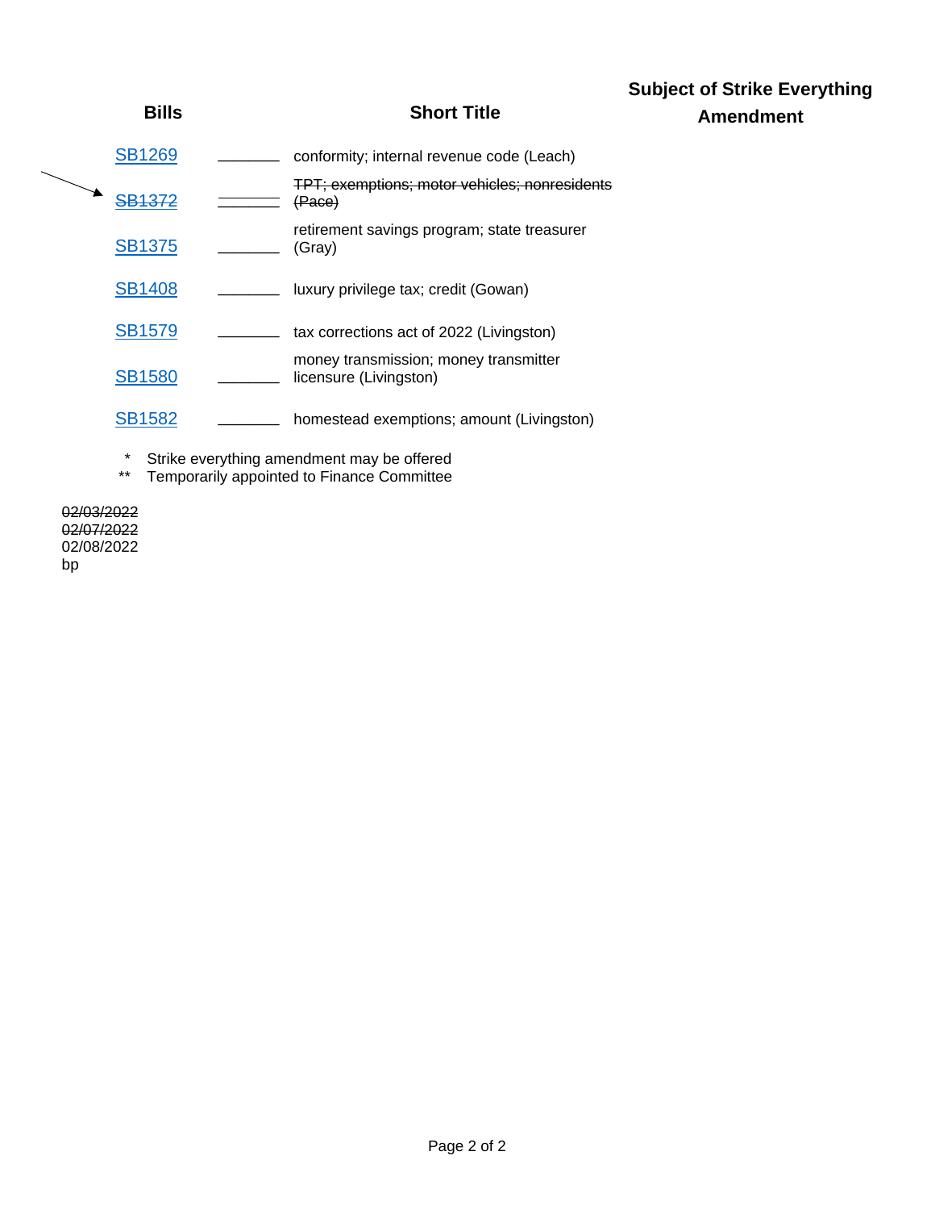| Bills | | Short Title | Subject of Strike Everything Amendment |
|---|---|---|---|
| SB1269 | _______ | conformity; internal revenue code (Leach) | |
| ~~SB1372~~ | _______ | ~~TPT; exemptions; motor vehicles; nonresidents (Pace)~~ | |
| SB1375 | _______ | retirement savings program; state treasurer (Gray) | |
| SB1408 | _______ | luxury privilege tax; credit (Gowan) | |
| SB1579 | _______ | tax corrections act of 2022 (Livingston) | |
| SB1580 | _______ | money transmission; money transmitter licensure (Livingston) | |
| SB1582 | _______ | homestead exemptions; amount (Livingston) | |

\* Strike everything amendment may be offered
\*\* Temporarily appointed to Finance Committee

~~02/03/2022~~
~~02/07/2022~~
02/08/2022
bp